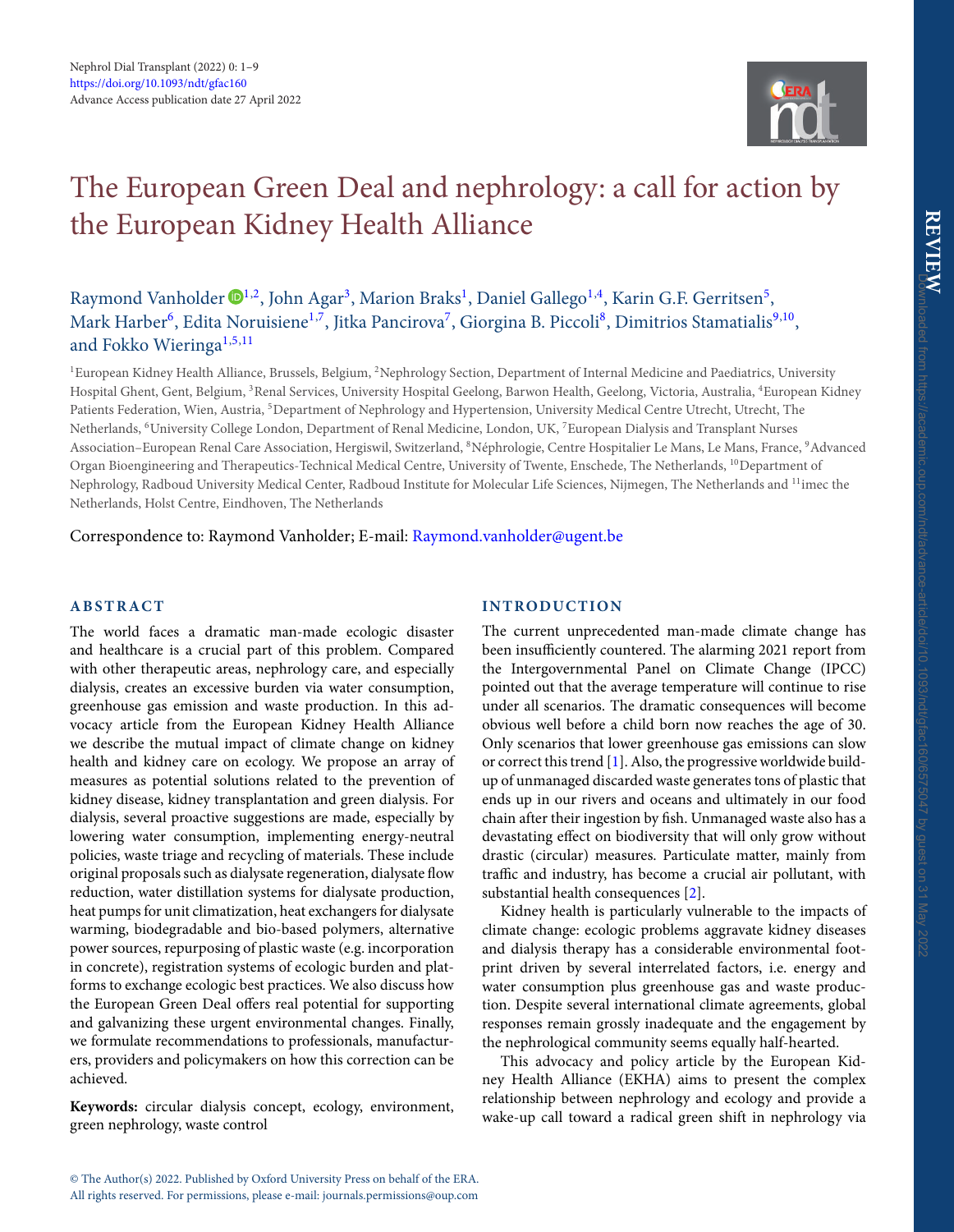Nephrol Dial Transplant (2022) 0: 1–9
https://doi.org/10.1093/ndt/gfac160
Advance Access publication date 27 April 2022

# The European Green Deal and nephrology: a call for action by the European Kidney Health Alliance

Raymond Vanholder[1,2], John Agar[3], Marion Braks[1], Daniel Gallego[1,4], Karin G.F. Gerritsen[5], Mark Harber[6], Edita Noruisiene[1,7], Jitka Pancirova[7], Giorgina B. Piccoli[8], Dimitrios Stamatialis[9,10], and Fokko Wieringa[1,5,11]

[1]European Kidney Health Alliance, Brussels, Belgium, [2]Nephrology Section, Department of Internal Medicine and Paediatrics, University Hospital Ghent, Gent, Belgium, [3]Renal Services, University Hospital Geelong, Barwon Health, Geelong, Victoria, Australia, [4]European Kidney Patients Federation, Wien, Austria, [5]Department of Nephrology and Hypertension, University Medical Centre Utrecht, Utrecht, The Netherlands, [6]University College London, Department of Renal Medicine, London, UK, [7]European Dialysis and Transplant Nurses Association–European Renal Care Association, Hergiswil, Switzerland, [8]Néphrologie, Centre Hospitalier Le Mans, Le Mans, France, [9]Advanced Organ Bioengineering and Therapeutics-Technical Medical Centre, University of Twente, Enschede, The Netherlands, [10]Department of Nephrology, Radboud University Medical Center, Radboud Institute for Molecular Life Sciences, Nijmegen, The Netherlands and [11]imec the Netherlands, Holst Centre, Eindhoven, The Netherlands

Correspondence to: Raymond Vanholder; E-mail: Raymond.vanholder@ugent.be

## ABSTRACT

The world faces a dramatic man-made ecologic disaster and healthcare is a crucial part of this problem. Compared with other therapeutic areas, nephrology care, and especially dialysis, creates an excessive burden via water consumption, greenhouse gas emission and waste production. In this advocacy article from the European Kidney Health Alliance we describe the mutual impact of climate change on kidney health and kidney care on ecology. We propose an array of measures as potential solutions related to the prevention of kidney disease, kidney transplantation and green dialysis. For dialysis, several proactive suggestions are made, especially by lowering water consumption, implementing energy-neutral policies, waste triage and recycling of materials. These include original proposals such as dialysate regeneration, dialysate flow reduction, water distillation systems for dialysate production, heat pumps for unit climatization, heat exchangers for dialysate warming, biodegradable and bio-based polymers, alternative power sources, repurposing of plastic waste (e.g. incorporation in concrete), registration systems of ecologic burden and platforms to exchange ecologic best practices. We also discuss how the European Green Deal offers real potential for supporting and galvanizing these urgent environmental changes. Finally, we formulate recommendations to professionals, manufacturers, providers and policymakers on how this correction can be achieved.

**Keywords:** circular dialysis concept, ecology, environment, green nephrology, waste control

## INTRODUCTION

The current unprecedented man-made climate change has been insufficiently countered. The alarming 2021 report from the Intergovernmental Panel on Climate Change (IPCC) pointed out that the average temperature will continue to rise under all scenarios. The dramatic consequences will become obvious well before a child born now reaches the age of 30. Only scenarios that lower greenhouse gas emissions can slow or correct this trend [1]. Also, the progressive worldwide build-up of unmanaged discarded waste generates tons of plastic that ends up in our rivers and oceans and ultimately in our food chain after their ingestion by fish. Unmanaged waste also has a devastating effect on biodiversity that will only grow without drastic (circular) measures. Particulate matter, mainly from traffic and industry, has become a crucial air pollutant, with substantial health consequences [2].

Kidney health is particularly vulnerable to the impacts of climate change: ecologic problems aggravate kidney diseases and dialysis therapy has a considerable environmental footprint driven by several interrelated factors, i.e. energy and water consumption plus greenhouse gas and waste production. Despite several international climate agreements, global responses remain grossly inadequate and the engagement by the nephrological community seems equally half-hearted.

This advocacy and policy article by the European Kidney Health Alliance (EKHA) aims to present the complex relationship between nephrology and ecology and provide a wake-up call toward a radical green shift in nephrology via

© The Author(s) 2022. Published by Oxford University Press on behalf of the ERA.
All rights reserved. For permissions, please e-mail: journals.permissions@oup.com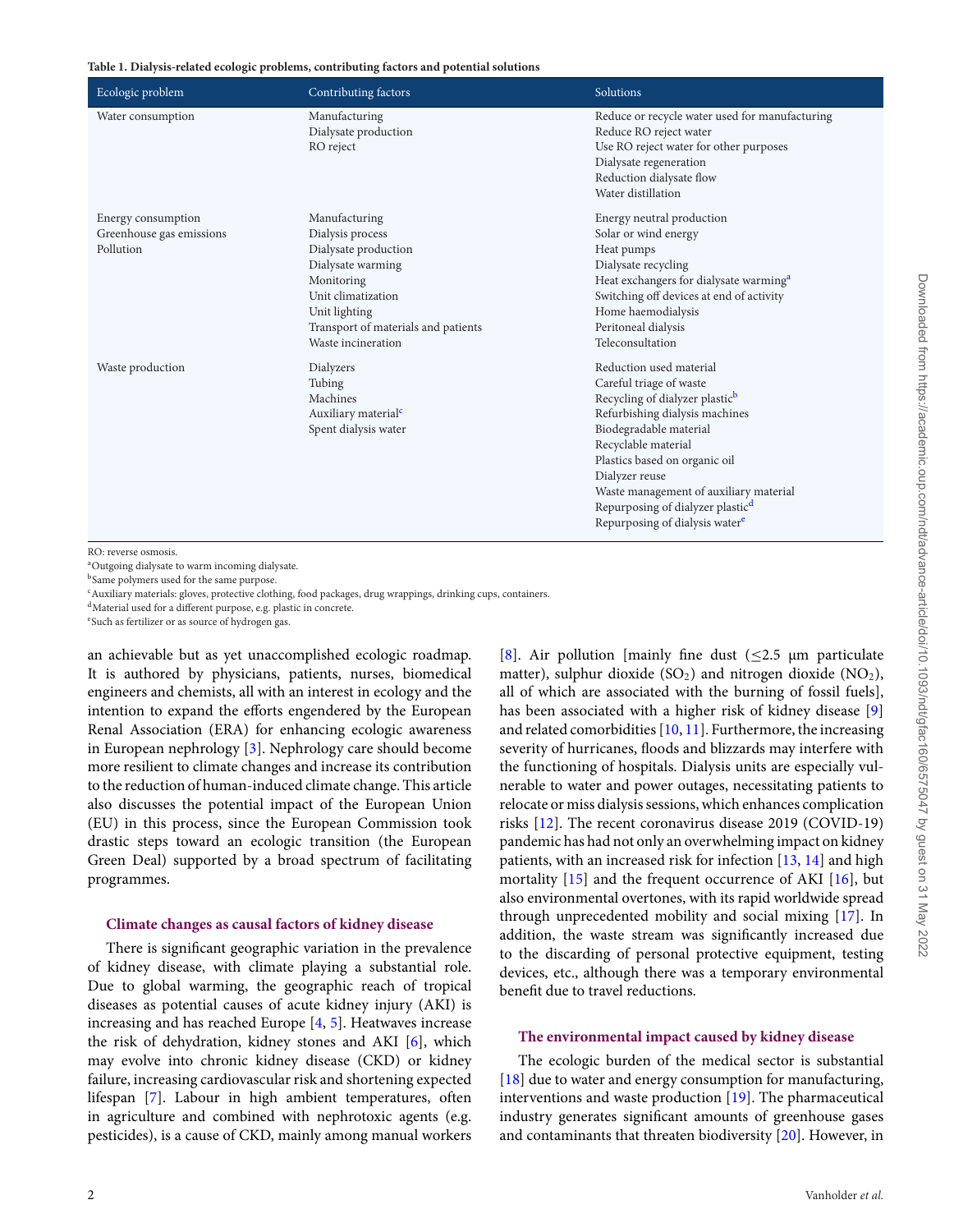**Table 1. Dialysis-related ecologic problems, contributing factors and potential solutions**

| Ecologic problem | Contributing factors | Solutions |
|---|---|---|
| Water consumption | Manufacturing<br>Dialysate production<br>RO reject | Reduce or recycle water used for manufacturing<br>Reduce RO reject water<br>Use RO reject water for other purposes<br>Dialysate regeneration<br>Reduction dialysate flow<br>Water distillation |
| Energy consumption<br>Greenhouse gas emissions<br>Pollution | Manufacturing<br>Dialysis process<br>Dialysate production<br>Dialysate warming<br>Monitoring<br>Unit climatization<br>Unit lighting<br>Transport of materials and patients<br>Waste incineration | Energy neutral production<br>Solar or wind energy<br>Heat pumps<br>Dialysate recycling<br>Heat exchangers for dialysate warming[a]<br>Switching off devices at end of activity<br>Home haemodialysis<br>Peritoneal dialysis<br>Teleconsultation |
| Waste production | Dialyzers<br>Tubing<br>Machines<br>Auxiliary material[c]<br>Spent dialysis water | Reduction used material<br>Careful triage of waste<br>Recycling of dialyzer plastic[b]<br>Refurbishing dialysis machines<br>Biodegradable material<br>Recyclable material<br>Plastics based on organic oil<br>Dialyzer reuse<br>Waste management of auxiliary material<br>Repurposing of dialyzer plastic[d]<br>Repurposing of dialysis water[e] |

RO: reverse osmosis.
[a]Outgoing dialysate to warm incoming dialysate.
[b]Same polymers used for the same purpose.
[c]Auxiliary materials: gloves, protective clothing, food packages, drug wrappings, drinking cups, containers.
[d]Material used for a different purpose, e.g. plastic in concrete.
[e]Such as fertilizer or as source of hydrogen gas.

an achievable but as yet unaccomplished ecologic roadmap. It is authored by physicians, patients, nurses, biomedical engineers and chemists, all with an interest in ecology and the intention to expand the efforts engendered by the European Renal Association (ERA) for enhancing ecologic awareness in European nephrology [3]. Nephrology care should become more resilient to climate changes and increase its contribution to the reduction of human-induced climate change. This article also discusses the potential impact of the European Union (EU) in this process, since the European Commission took drastic steps toward an ecologic transition (the European Green Deal) supported by a broad spectrum of facilitating programmes.

### Climate changes as causal factors of kidney disease

There is significant geographic variation in the prevalence of kidney disease, with climate playing a substantial role. Due to global warming, the geographic reach of tropical diseases as potential causes of acute kidney injury (AKI) is increasing and has reached Europe [4, 5]. Heatwaves increase the risk of dehydration, kidney stones and AKI [6], which may evolve into chronic kidney disease (CKD) or kidney failure, increasing cardiovascular risk and shortening expected lifespan [7]. Labour in high ambient temperatures, often in agriculture and combined with nephrotoxic agents (e.g. pesticides), is a cause of CKD, mainly among manual workers [8]. Air pollution [mainly fine dust (≤2.5 μm particulate matter), sulphur dioxide ($SO_2$) and nitrogen dioxide ($NO_2$), all of which are associated with the burning of fossil fuels], has been associated with a higher risk of kidney disease [9] and related comorbidities [10, 11]. Furthermore, the increasing severity of hurricanes, floods and blizzards may interfere with the functioning of hospitals. Dialysis units are especially vulnerable to water and power outages, necessitating patients to relocate or miss dialysis sessions, which enhances complication risks [12]. The recent coronavirus disease 2019 (COVID-19) pandemic has had not only an overwhelming impact on kidney patients, with an increased risk for infection [13, 14] and high mortality [15] and the frequent occurrence of AKI [16], but also environmental overtones, with its rapid worldwide spread through unprecedented mobility and social mixing [17]. In addition, the waste stream was significantly increased due to the discarding of personal protective equipment, testing devices, etc., although there was a temporary environmental benefit due to travel reductions.

### The environmental impact caused by kidney disease

The ecologic burden of the medical sector is substantial [18] due to water and energy consumption for manufacturing, interventions and waste production [19]. The pharmaceutical industry generates significant amounts of greenhouse gases and contaminants that threaten biodiversity [20]. However, in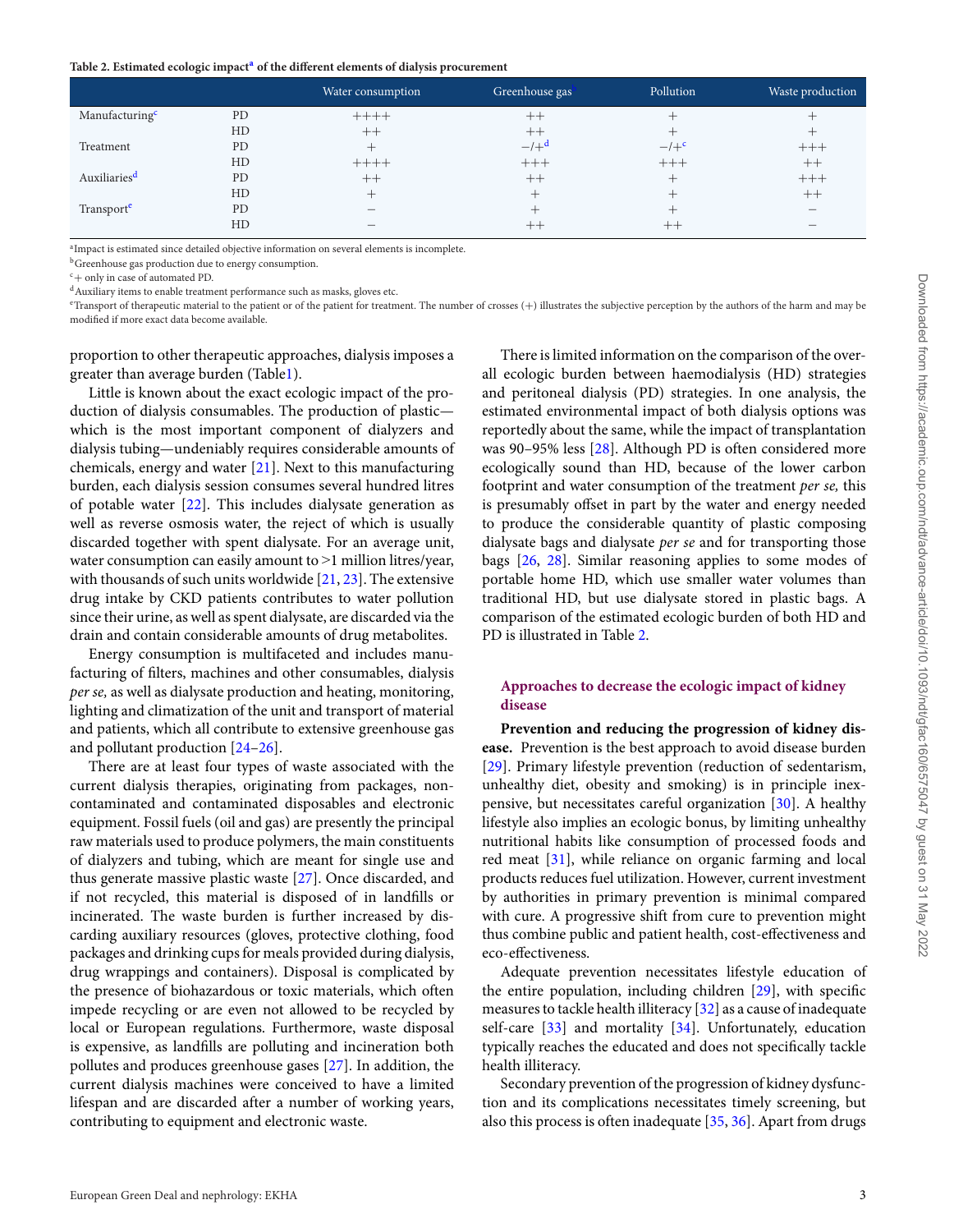**Table 2. Estimated ecologic impact[a] of the different elements of dialysis procurement**

| | | Water consumption | Greenhouse gas[b] | Pollution | Waste production |
|---|---|---|---|---|---|
| Manufacturing[c] | PD | ++++ | ++ | + | + |
| | HD | ++ | ++ | + | + |
| Treatment | PD | + | −/+[d] | −/+[c] | +++ |
| | HD | ++++ | +++ | +++ | ++ |
| Auxiliaries[d] | PD | ++ | ++ | + | +++ |
| | HD | + | + | + | ++ |
| Transport[e] | PD | − | + | + | − |
| | HD | − | ++ | ++ | − |

[a]Impact is estimated since detailed objective information on several elements is incomplete.
[b]Greenhouse gas production due to energy consumption.
[c]+ only in case of automated PD.
[d]Auxiliary items to enable treatment performance such as masks, gloves etc.
[e]Transport of therapeutic material to the patient or of the patient for treatment. The number of crosses (+) illustrates the subjective perception by the authors of the harm and may be modified if more exact data become available.

proportion to other therapeutic approaches, dialysis imposes a greater than average burden (Table1).

Little is known about the exact ecologic impact of the production of dialysis consumables. The production of plastic—which is the most important component of dialyzers and dialysis tubing—undeniably requires considerable amounts of chemicals, energy and water [21]. Next to this manufacturing burden, each dialysis session consumes several hundred litres of potable water [22]. This includes dialysate generation as well as reverse osmosis water, the reject of which is usually discarded together with spent dialysate. For an average unit, water consumption can easily amount to >1 million litres/year, with thousands of such units worldwide [21, 23]. The extensive drug intake by CKD patients contributes to water pollution since their urine, as well as spent dialysate, are discarded via the drain and contain considerable amounts of drug metabolites.

Energy consumption is multifaceted and includes manufacturing of filters, machines and other consumables, dialysis *per se,* as well as dialysate production and heating, monitoring, lighting and climatization of the unit and transport of material and patients, which all contribute to extensive greenhouse gas and pollutant production [24–26].

There are at least four types of waste associated with the current dialysis therapies, originating from packages, non-contaminated and contaminated disposables and electronic equipment. Fossil fuels (oil and gas) are presently the principal raw materials used to produce polymers, the main constituents of dialyzers and tubing, which are meant for single use and thus generate massive plastic waste [27]. Once discarded, and if not recycled, this material is disposed of in landfills or incinerated. The waste burden is further increased by discarding auxiliary resources (gloves, protective clothing, food packages and drinking cups for meals provided during dialysis, drug wrappings and containers). Disposal is complicated by the presence of biohazardous or toxic materials, which often impede recycling or are even not allowed to be recycled by local or European regulations. Furthermore, waste disposal is expensive, as landfills are polluting and incineration both pollutes and produces greenhouse gases [27]. In addition, the current dialysis machines were conceived to have a limited lifespan and are discarded after a number of working years, contributing to equipment and electronic waste.

There is limited information on the comparison of the overall ecologic burden between haemodialysis (HD) strategies and peritoneal dialysis (PD) strategies. In one analysis, the estimated environmental impact of both dialysis options was reportedly about the same, while the impact of transplantation was 90–95% less [28]. Although PD is often considered more ecologically sound than HD, because of the lower carbon footprint and water consumption of the treatment *per se,* this is presumably offset in part by the water and energy needed to produce the considerable quantity of plastic composing dialysate bags and dialysate *per se* and for transporting those bags [26, 28]. Similar reasoning applies to some modes of portable home HD, which use smaller water volumes than traditional HD, but use dialysate stored in plastic bags. A comparison of the estimated ecologic burden of both HD and PD is illustrated in Table 2.

## Approaches to decrease the ecologic impact of kidney disease

**Prevention and reducing the progression of kidney disease.** Prevention is the best approach to avoid disease burden [29]. Primary lifestyle prevention (reduction of sedentarism, unhealthy diet, obesity and smoking) is in principle inexpensive, but necessitates careful organization [30]. A healthy lifestyle also implies an ecologic bonus, by limiting unhealthy nutritional habits like consumption of processed foods and red meat [31], while reliance on organic farming and local products reduces fuel utilization. However, current investment by authorities in primary prevention is minimal compared with cure. A progressive shift from cure to prevention might thus combine public and patient health, cost-effectiveness and eco-effectiveness.

Adequate prevention necessitates lifestyle education of the entire population, including children [29], with specific measures to tackle health illiteracy [32] as a cause of inadequate self-care [33] and mortality [34]. Unfortunately, education typically reaches the educated and does not specifically tackle health illiteracy.

Secondary prevention of the progression of kidney dysfunction and its complications necessitates timely screening, but also this process is often inadequate [35, 36]. Apart from drugs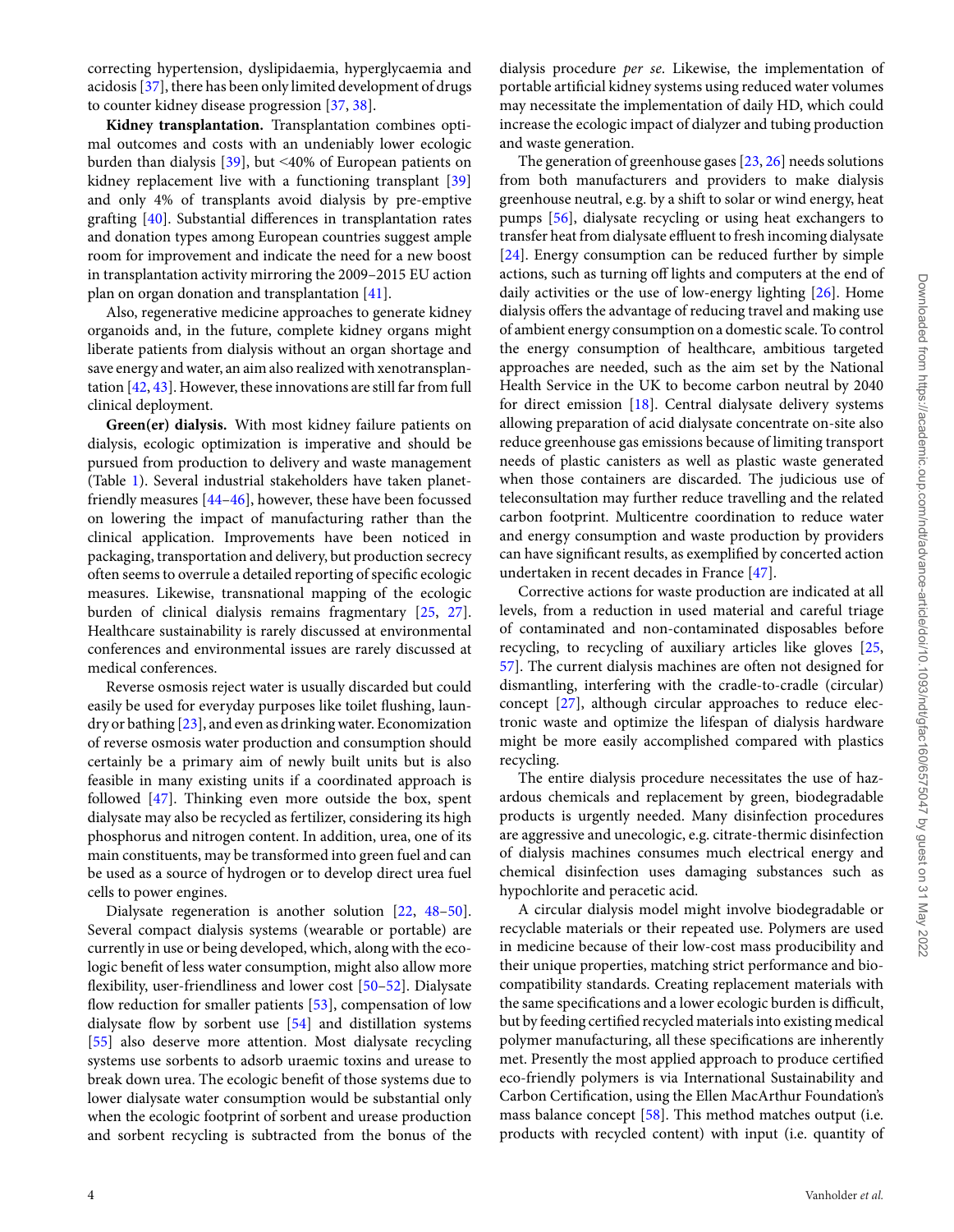correcting hypertension, dyslipidaemia, hyperglycaemia and acidosis [37], there has been only limited development of drugs to counter kidney disease progression [37, 38].

**Kidney transplantation.** Transplantation combines optimal outcomes and costs with an undeniably lower ecologic burden than dialysis [39], but <40% of European patients on kidney replacement live with a functioning transplant [39] and only 4% of transplants avoid dialysis by pre-emptive grafting [40]. Substantial differences in transplantation rates and donation types among European countries suggest ample room for improvement and indicate the need for a new boost in transplantation activity mirroring the 2009–2015 EU action plan on organ donation and transplantation [41].

Also, regenerative medicine approaches to generate kidney organoids and, in the future, complete kidney organs might liberate patients from dialysis without an organ shortage and save energy and water, an aim also realized with xenotransplantation [42, 43]. However, these innovations are still far from full clinical deployment.

**Green(er) dialysis.** With most kidney failure patients on dialysis, ecologic optimization is imperative and should be pursued from production to delivery and waste management (Table 1). Several industrial stakeholders have taken planet-friendly measures [44–46], however, these have been focussed on lowering the impact of manufacturing rather than the clinical application. Improvements have been noticed in packaging, transportation and delivery, but production secrecy often seems to overrule a detailed reporting of specific ecologic measures. Likewise, transnational mapping of the ecologic burden of clinical dialysis remains fragmentary [25, 27]. Healthcare sustainability is rarely discussed at environmental conferences and environmental issues are rarely discussed at medical conferences.

Reverse osmosis reject water is usually discarded but could easily be used for everyday purposes like toilet flushing, laundry or bathing [23], and even as drinking water. Economization of reverse osmosis water production and consumption should certainly be a primary aim of newly built units but is also feasible in many existing units if a coordinated approach is followed [47]. Thinking even more outside the box, spent dialysate may also be recycled as fertilizer, considering its high phosphorus and nitrogen content. In addition, urea, one of its main constituents, may be transformed into green fuel and can be used as a source of hydrogen or to develop direct urea fuel cells to power engines.

Dialysate regeneration is another solution [22, 48–50]. Several compact dialysis systems (wearable or portable) are currently in use or being developed, which, along with the ecologic benefit of less water consumption, might also allow more flexibility, user-friendliness and lower cost [50–52]. Dialysate flow reduction for smaller patients [53], compensation of low dialysate flow by sorbent use [54] and distillation systems [55] also deserve more attention. Most dialysate recycling systems use sorbents to adsorb uraemic toxins and urease to break down urea. The ecologic benefit of those systems due to lower dialysate water consumption would be substantial only when the ecologic footprint of sorbent and urease production and sorbent recycling is subtracted from the bonus of the dialysis procedure *per se*. Likewise, the implementation of portable artificial kidney systems using reduced water volumes may necessitate the implementation of daily HD, which could increase the ecologic impact of dialyzer and tubing production and waste generation.

The generation of greenhouse gases [23, 26] needs solutions from both manufacturers and providers to make dialysis greenhouse neutral, e.g. by a shift to solar or wind energy, heat pumps [56], dialysate recycling or using heat exchangers to transfer heat from dialysate effluent to fresh incoming dialysate [24]. Energy consumption can be reduced further by simple actions, such as turning off lights and computers at the end of daily activities or the use of low-energy lighting [26]. Home dialysis offers the advantage of reducing travel and making use of ambient energy consumption on a domestic scale. To control the energy consumption of healthcare, ambitious targeted approaches are needed, such as the aim set by the National Health Service in the UK to become carbon neutral by 2040 for direct emission [18]. Central dialysate delivery systems allowing preparation of acid dialysate concentrate on-site also reduce greenhouse gas emissions because of limiting transport needs of plastic canisters as well as plastic waste generated when those containers are discarded. The judicious use of teleconsultation may further reduce travelling and the related carbon footprint. Multicentre coordination to reduce water and energy consumption and waste production by providers can have significant results, as exemplified by concerted action undertaken in recent decades in France [47].

Corrective actions for waste production are indicated at all levels, from a reduction in used material and careful triage of contaminated and non-contaminated disposables before recycling, to recycling of auxiliary articles like gloves [25, 57]. The current dialysis machines are often not designed for dismantling, interfering with the cradle-to-cradle (circular) concept [27], although circular approaches to reduce electronic waste and optimize the lifespan of dialysis hardware might be more easily accomplished compared with plastics recycling.

The entire dialysis procedure necessitates the use of hazardous chemicals and replacement by green, biodegradable products is urgently needed. Many disinfection procedures are aggressive and unecologic, e.g. citrate-thermic disinfection of dialysis machines consumes much electrical energy and chemical disinfection uses damaging substances such as hypochlorite and peracetic acid.

A circular dialysis model might involve biodegradable or recyclable materials or their repeated use. Polymers are used in medicine because of their low-cost mass producibility and their unique properties, matching strict performance and biocompatibility standards. Creating replacement materials with the same specifications and a lower ecologic burden is difficult, but by feeding certified recycled materials into existing medical polymer manufacturing, all these specifications are inherently met. Presently the most applied approach to produce certified eco-friendly polymers is via International Sustainability and Carbon Certification, using the Ellen MacArthur Foundation's mass balance concept [58]. This method matches output (i.e. products with recycled content) with input (i.e. quantity of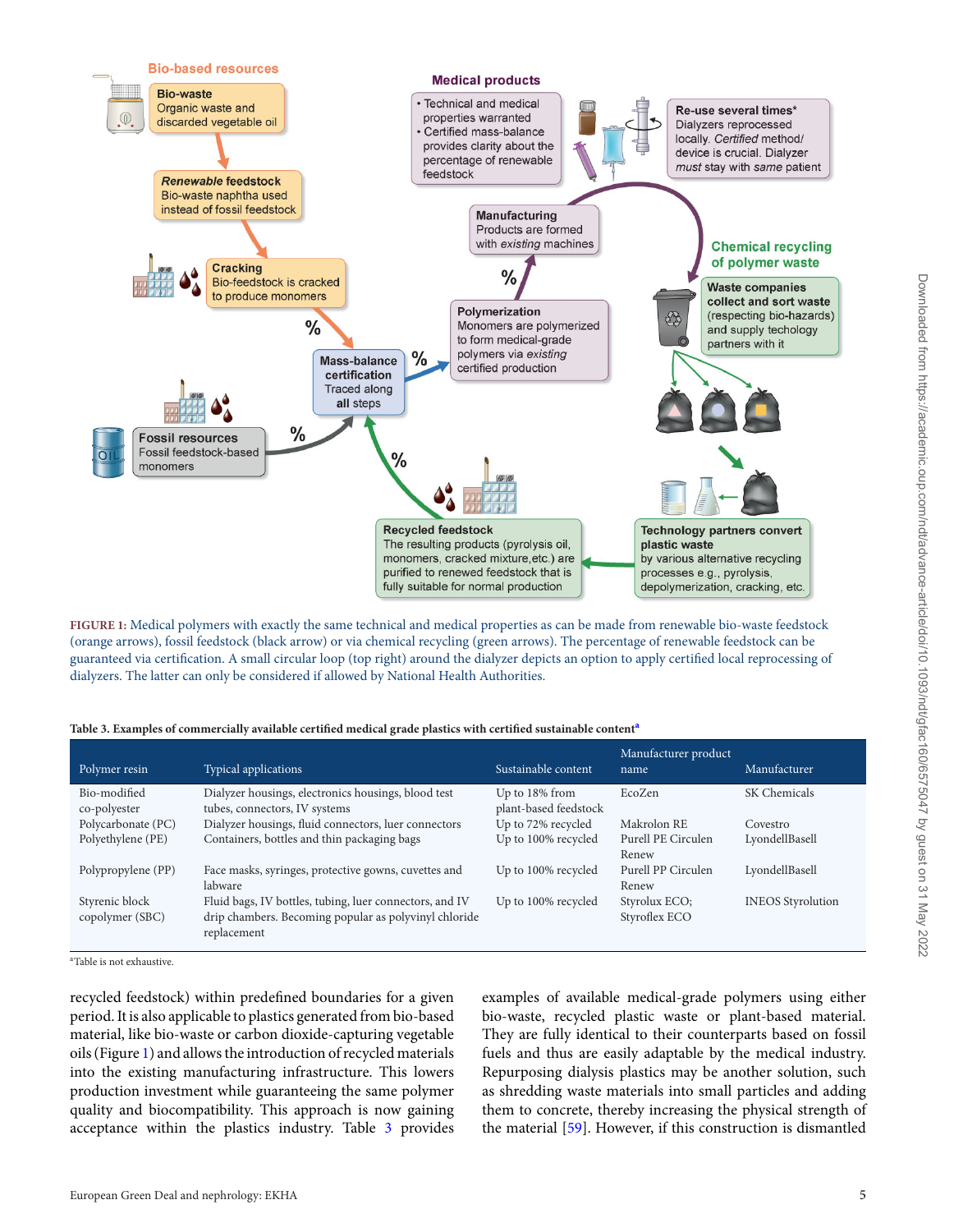FIGURE 1: Medical polymers with exactly the same technical and medical properties as can be made from renewable bio-waste feedstock (orange arrows), fossil feedstock (black arrow) or via chemical recycling (green arrows). The percentage of renewable feedstock can be guaranteed via certification. A small circular loop (top right) around the dialyzer depicts an option to apply certified local reprocessing of dialyzers. The latter can only be considered if allowed by National Health Authorities.

**Table 3. Examples of commercially available certified medical grade plastics with certified sustainable content**[a]

| Polymer resin | Typical applications | Sustainable content | Manufacturer product name | Manufacturer |
|---|---|---|---|---|
| Bio-modified co-polyester | Dialyzer housings, electronics housings, blood test tubes, connectors, IV systems | Up to 18% from plant-based feedstock | EcoZen | SK Chemicals |
| Polycarbonate (PC) | Dialyzer housings, fluid connectors, luer connectors | Up to 72% recycled | Makrolon RE | Covestro |
| Polyethylene (PE) | Containers, bottles and thin packaging bags | Up to 100% recycled | Purell PE Circulen Renew | LyondellBasell |
| Polypropylene (PP) | Face masks, syringes, protective gowns, cuvettes and labware | Up to 100% recycled | Purell PP Circulen Renew | LyondellBasell |
| Styrenic block copolymer (SBC) | Fluid bags, IV bottles, tubing, luer connectors, and IV drip chambers. Becoming popular as polyvinyl chloride replacement | Up to 100% recycled | Styrolux ECO; Styroflex ECO | INEOS Styrolution |

[a]Table is not exhaustive.

recycled feedstock) within predefined boundaries for a given period. It is also applicable to plastics generated from bio-based material, like bio-waste or carbon dioxide-capturing vegetable oils (Figure 1) and allows the introduction of recycled materials into the existing manufacturing infrastructure. This lowers production investment while guaranteeing the same polymer quality and biocompatibility. This approach is now gaining acceptance within the plastics industry. Table 3 provides examples of available medical-grade polymers using either bio-waste, recycled plastic waste or plant-based material. They are fully identical to their counterparts based on fossil fuels and thus are easily adaptable by the medical industry. Repurposing dialysis plastics may be another solution, such as shredding waste materials into small particles and adding them to concrete, thereby increasing the physical strength of the material [59]. However, if this construction is dismantled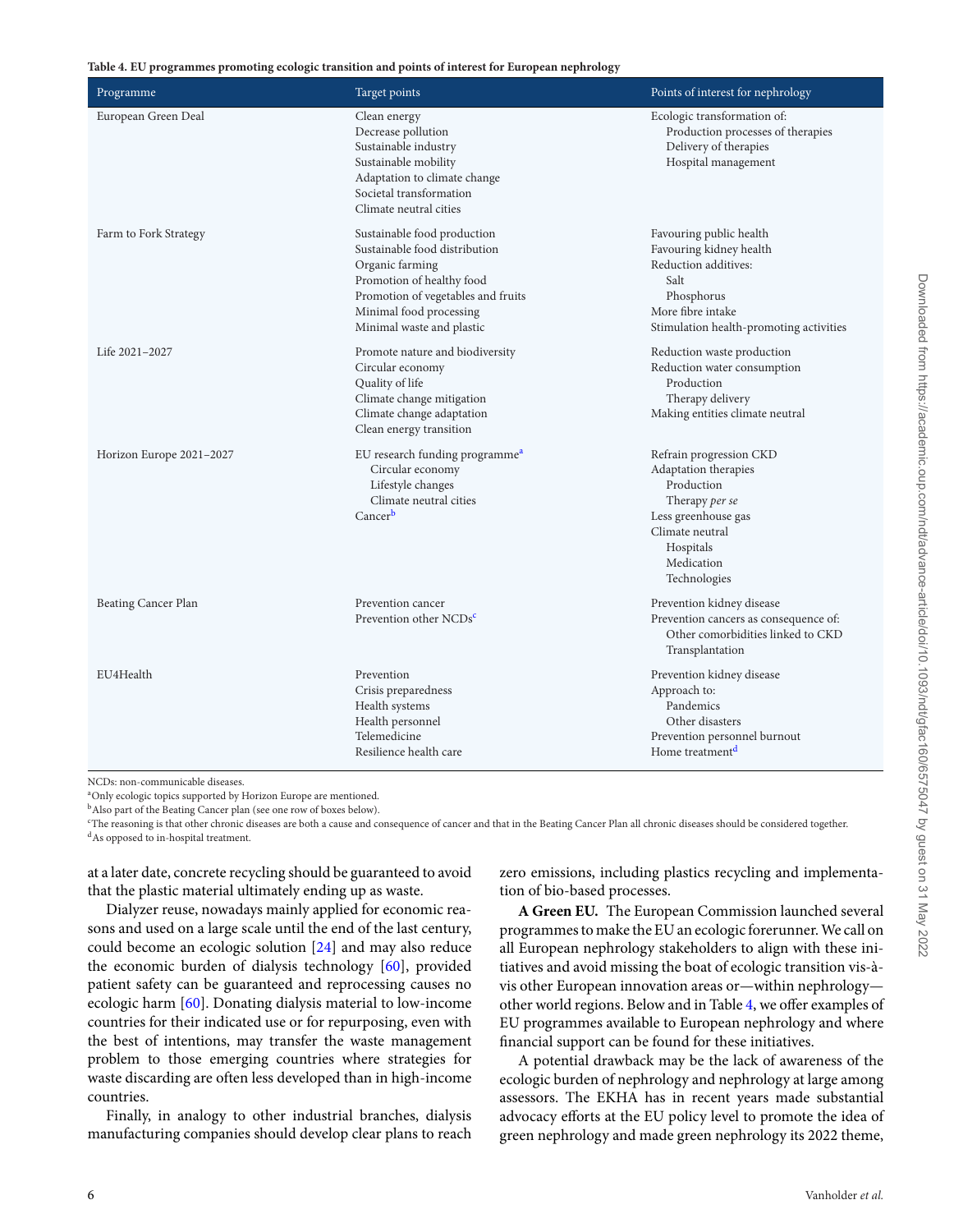**Table 4. EU programmes promoting ecologic transition and points of interest for European nephrology**

| Programme | Target points | Points of interest for nephrology |
|---|---|---|
| European Green Deal | Clean energy<br>Decrease pollution<br>Sustainable industry<br>Sustainable mobility<br>Adaptation to climate change<br>Societal transformation<br>Climate neutral cities | Ecologic transformation of:<br>  Production processes of therapies<br>  Delivery of therapies<br>  Hospital management |
| Farm to Fork Strategy | Sustainable food production<br>Sustainable food distribution<br>Organic farming<br>Promotion of healthy food<br>Promotion of vegetables and fruits<br>Minimal food processing<br>Minimal waste and plastic | Favouring public health<br>Favouring kidney health<br>Reduction additives:<br>  Salt<br>  Phosphorus<br>More fibre intake<br>Stimulation health-promoting activities |
| Life 2021–2027 | Promote nature and biodiversity<br>Circular economy<br>Quality of life<br>Climate change mitigation<br>Climate change adaptation<br>Clean energy transition | Reduction waste production<br>Reduction water consumption<br>  Production<br>  Therapy delivery<br>Making entities climate neutral |
| Horizon Europe 2021–2027 | EU research funding programme[a]<br>  Circular economy<br>  Lifestyle changes<br>  Climate neutral cities<br>Cancer[b] | Refrain progression CKD<br>Adaptation therapies<br>  Production<br>  Therapy *per se*<br>Less greenhouse gas<br>Climate neutral<br>  Hospitals<br>  Medication<br>  Technologies |
| Beating Cancer Plan | Prevention cancer<br>Prevention other NCDs[c] | Prevention kidney disease<br>Prevention cancers as consequence of:<br>  Other comorbidities linked to CKD<br>  Transplantation |
| EU4Health | Prevention<br>Crisis preparedness<br>Health systems<br>Health personnel<br>Telemedicine<br>Resilience health care | Prevention kidney disease<br>Approach to:<br>  Pandemics<br>  Other disasters<br>Prevention personnel burnout<br>Home treatment[d] |

NCDs: non-communicable diseases.
[a]Only ecologic topics supported by Horizon Europe are mentioned.
[b]Also part of the Beating Cancer plan (see one row of boxes below).
[c]The reasoning is that other chronic diseases are both a cause and consequence of cancer and that in the Beating Cancer Plan all chronic diseases should be considered together.
[d]As opposed to in-hospital treatment.

at a later date, concrete recycling should be guaranteed to avoid that the plastic material ultimately ending up as waste.

Dialyzer reuse, nowadays mainly applied for economic reasons and used on a large scale until the end of the last century, could become an ecologic solution [24] and may also reduce the economic burden of dialysis technology [60], provided patient safety can be guaranteed and reprocessing causes no ecologic harm [60]. Donating dialysis material to low-income countries for their indicated use or for repurposing, even with the best of intentions, may transfer the waste management problem to those emerging countries where strategies for waste discarding are often less developed than in high-income countries.

Finally, in analogy to other industrial branches, dialysis manufacturing companies should develop clear plans to reach zero emissions, including plastics recycling and implementation of bio-based processes.

**A Green EU.** The European Commission launched several programmes to make the EU an ecologic forerunner. We call on all European nephrology stakeholders to align with these initiatives and avoid missing the boat of ecologic transition vis-à-vis other European innovation areas or—within nephrology—other world regions. Below and in Table 4, we offer examples of EU programmes available to European nephrology and where financial support can be found for these initiatives.

A potential drawback may be the lack of awareness of the ecologic burden of nephrology and nephrology at large among assessors. The EKHA has in recent years made substantial advocacy efforts at the EU policy level to promote the idea of green nephrology and made green nephrology its 2022 theme,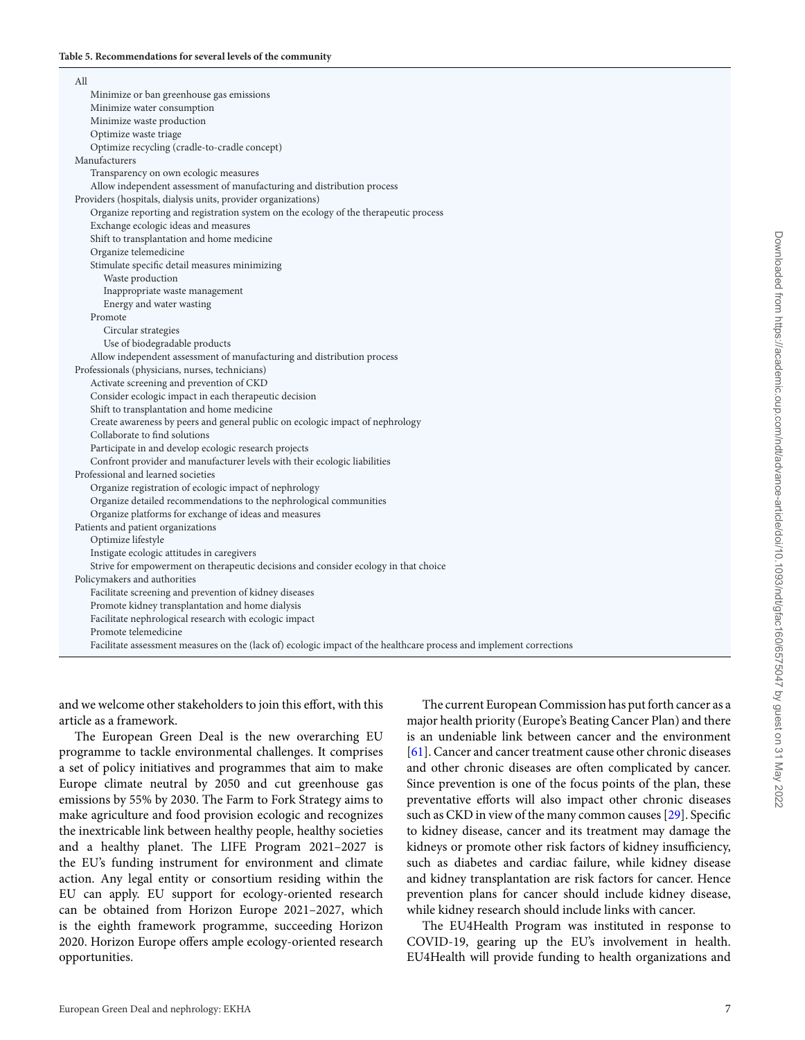**Table 5. Recommendations for several levels of the community**

| |
|---|
| All |
| Minimize or ban greenhouse gas emissions |
| Minimize water consumption |
| Minimize waste production |
| Optimize waste triage |
| Optimize recycling (cradle-to-cradle concept) |
| Manufacturers |
| Transparency on own ecologic measures |
| Allow independent assessment of manufacturing and distribution process |
| Providers (hospitals, dialysis units, provider organizations) |
| Organize reporting and registration system on the ecology of the therapeutic process |
| Exchange ecologic ideas and measures |
| Shift to transplantation and home medicine |
| Organize telemedicine |
| Stimulate specific detail measures minimizing |
| Waste production |
| Inappropriate waste management |
| Energy and water wasting |
| Promote |
| Circular strategies |
| Use of biodegradable products |
| Allow independent assessment of manufacturing and distribution process |
| Professionals (physicians, nurses, technicians) |
| Activate screening and prevention of CKD |
| Consider ecologic impact in each therapeutic decision |
| Shift to transplantation and home medicine |
| Create awareness by peers and general public on ecologic impact of nephrology |
| Collaborate to find solutions |
| Participate in and develop ecologic research projects |
| Confront provider and manufacturer levels with their ecologic liabilities |
| Professional and learned societies |
| Organize registration of ecologic impact of nephrology |
| Organize detailed recommendations to the nephrological communities |
| Organize platforms for exchange of ideas and measures |
| Patients and patient organizations |
| Optimize lifestyle |
| Instigate ecologic attitudes in caregivers |
| Strive for empowerment on therapeutic decisions and consider ecology in that choice |
| Policymakers and authorities |
| Facilitate screening and prevention of kidney diseases |
| Promote kidney transplantation and home dialysis |
| Facilitate nephrological research with ecologic impact |
| Promote telemedicine |
| Facilitate assessment measures on the (lack of) ecologic impact of the healthcare process and implement corrections |

and we welcome other stakeholders to join this effort, with this article as a framework.

The European Green Deal is the new overarching EU programme to tackle environmental challenges. It comprises a set of policy initiatives and programmes that aim to make Europe climate neutral by 2050 and cut greenhouse gas emissions by 55% by 2030. The Farm to Fork Strategy aims to make agriculture and food provision ecologic and recognizes the inextricable link between healthy people, healthy societies and a healthy planet. The LIFE Program 2021–2027 is the EU's funding instrument for environment and climate action. Any legal entity or consortium residing within the EU can apply. EU support for ecology-oriented research can be obtained from Horizon Europe 2021–2027, which is the eighth framework programme, succeeding Horizon 2020. Horizon Europe offers ample ecology-oriented research opportunities.

The current European Commission has put forth cancer as a major health priority (Europe's Beating Cancer Plan) and there is an undeniable link between cancer and the environment [61]. Cancer and cancer treatment cause other chronic diseases and other chronic diseases are often complicated by cancer. Since prevention is one of the focus points of the plan, these preventative efforts will also impact other chronic diseases such as CKD in view of the many common causes [29]. Specific to kidney disease, cancer and its treatment may damage the kidneys or promote other risk factors of kidney insufficiency, such as diabetes and cardiac failure, while kidney disease and kidney transplantation are risk factors for cancer. Hence prevention plans for cancer should include kidney disease, while kidney research should include links with cancer.

The EU4Health Program was instituted in response to COVID-19, gearing up the EU's involvement in health. EU4Health will provide funding to health organizations and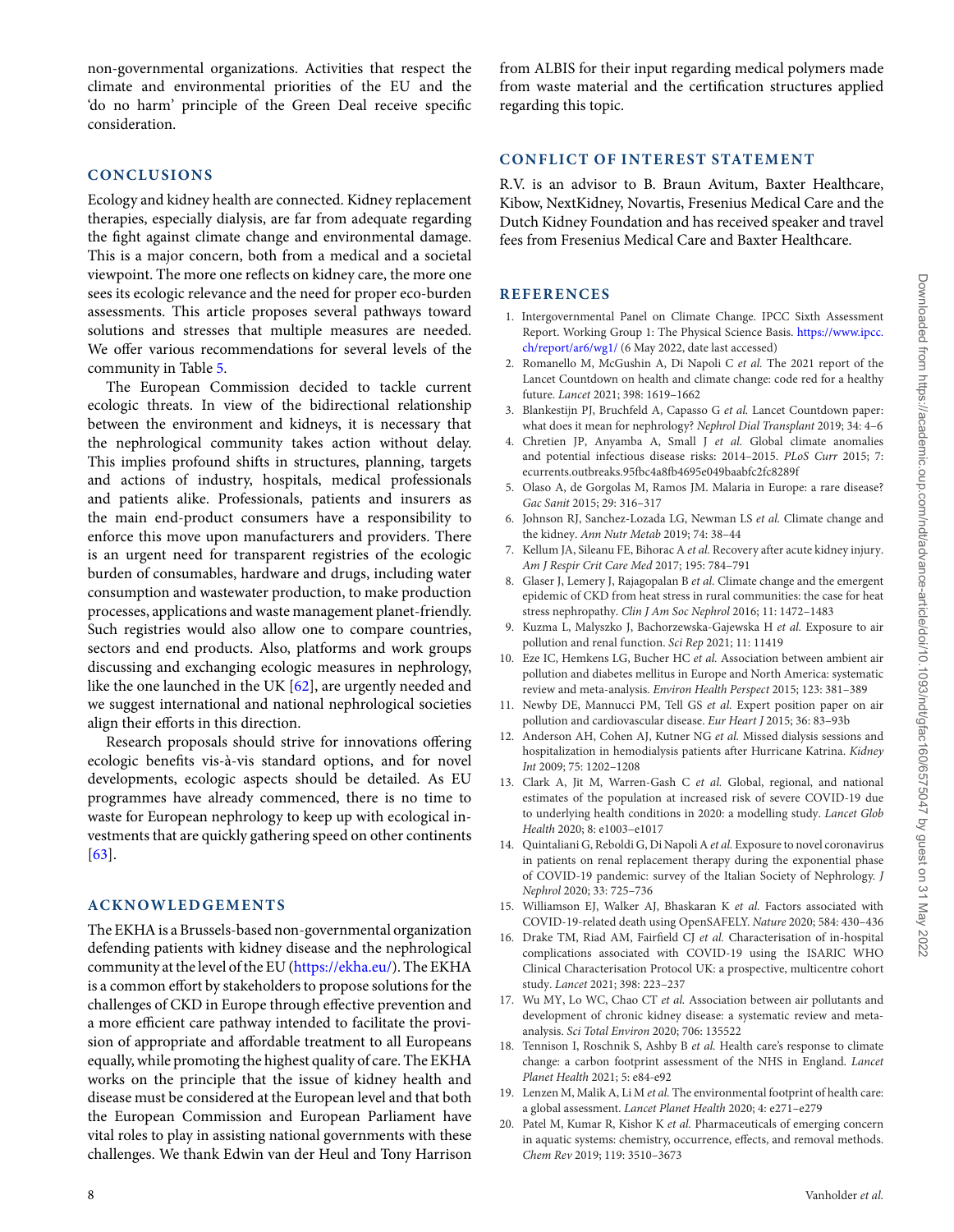non-governmental organizations. Activities that respect the climate and environmental priorities of the EU and the 'do no harm' principle of the Green Deal receive specific consideration.

## CONCLUSIONS

Ecology and kidney health are connected. Kidney replacement therapies, especially dialysis, are far from adequate regarding the fight against climate change and environmental damage. This is a major concern, both from a medical and a societal viewpoint. The more one reflects on kidney care, the more one sees its ecologic relevance and the need for proper eco-burden assessments. This article proposes several pathways toward solutions and stresses that multiple measures are needed. We offer various recommendations for several levels of the community in Table 5.

The European Commission decided to tackle current ecologic threats. In view of the bidirectional relationship between the environment and kidneys, it is necessary that the nephrological community takes action without delay. This implies profound shifts in structures, planning, targets and actions of industry, hospitals, medical professionals and patients alike. Professionals, patients and insurers as the main end-product consumers have a responsibility to enforce this move upon manufacturers and providers. There is an urgent need for transparent registries of the ecologic burden of consumables, hardware and drugs, including water consumption and wastewater production, to make production processes, applications and waste management planet-friendly. Such registries would also allow one to compare countries, sectors and end products. Also, platforms and work groups discussing and exchanging ecologic measures in nephrology, like the one launched in the UK [62], are urgently needed and we suggest international and national nephrological societies align their efforts in this direction.

Research proposals should strive for innovations offering ecologic benefits vis-à-vis standard options, and for novel developments, ecologic aspects should be detailed. As EU programmes have already commenced, there is no time to waste for European nephrology to keep up with ecological investments that are quickly gathering speed on other continents [63].

## ACKNOWLEDGEMENTS

The EKHA is a Brussels-based non-governmental organization defending patients with kidney disease and the nephrological community at the level of the EU (https://ekha.eu/). The EKHA is a common effort by stakeholders to propose solutions for the challenges of CKD in Europe through effective prevention and a more efficient care pathway intended to facilitate the provision of appropriate and affordable treatment to all Europeans equally, while promoting the highest quality of care. The EKHA works on the principle that the issue of kidney health and disease must be considered at the European level and that both the European Commission and European Parliament have vital roles to play in assisting national governments with these challenges. We thank Edwin van der Heul and Tony Harrison from ALBIS for their input regarding medical polymers made from waste material and the certification structures applied regarding this topic.

## CONFLICT OF INTEREST STATEMENT

R.V. is an advisor to B. Braun Avitum, Baxter Healthcare, Kibow, NextKidney, Novartis, Fresenius Medical Care and the Dutch Kidney Foundation and has received speaker and travel fees from Fresenius Medical Care and Baxter Healthcare.

## REFERENCES

1. Intergovernmental Panel on Climate Change. IPCC Sixth Assessment Report. Working Group 1: The Physical Science Basis. https://www.ipcc.ch/report/ar6/wg1/ (6 May 2022, date last accessed)
2. Romanello M, McGushin A, Di Napoli C *et al.* The 2021 report of the Lancet Countdown on health and climate change: code red for a healthy future. *Lancet* 2021; 398: 1619–1662
3. Blankestijn PJ, Bruchfeld A, Capasso G *et al.* Lancet Countdown paper: what does it mean for nephrology? *Nephrol Dial Transplant* 2019; 34: 4–6
4. Chretien JP, Anyamba A, Small J *et al.* Global climate anomalies and potential infectious disease risks: 2014–2015. *PLoS Curr* 2015; 7: ecurrents.outbreaks.95fbc4a8fb4695e049baabfc2fc8289f
5. Olaso A, de Gorgolas M, Ramos JM. Malaria in Europe: a rare disease? *Gac Sanit* 2015; 29: 316–317
6. Johnson RJ, Sanchez-Lozada LG, Newman LS *et al.* Climate change and the kidney. *Ann Nutr Metab* 2019; 74: 38–44
7. Kellum JA, Sileanu FE, Bihorac A *et al.* Recovery after acute kidney injury. *Am J Respir Crit Care Med* 2017; 195: 784–791
8. Glaser J, Lemery J, Rajagopalan B *et al.* Climate change and the emergent epidemic of CKD from heat stress in rural communities: the case for heat stress nephropathy. *Clin J Am Soc Nephrol* 2016; 11: 1472–1483
9. Kuzma L, Malyszko J, Bachorzewska-Gajewska H *et al.* Exposure to air pollution and renal function. *Sci Rep* 2021; 11: 11419
10. Eze IC, Hemkens LG, Bucher HC *et al.* Association between ambient air pollution and diabetes mellitus in Europe and North America: systematic review and meta-analysis. *Environ Health Perspect* 2015; 123: 381–389
11. Newby DE, Mannucci PM, Tell GS *et al.* Expert position paper on air pollution and cardiovascular disease. *Eur Heart J* 2015; 36: 83–93b
12. Anderson AH, Cohen AJ, Kutner NG *et al.* Missed dialysis sessions and hospitalization in hemodialysis patients after Hurricane Katrina. *Kidney Int* 2009; 75: 1202–1208
13. Clark A, Jit M, Warren-Gash C *et al.* Global, regional, and national estimates of the population at increased risk of severe COVID-19 due to underlying health conditions in 2020: a modelling study. *Lancet Glob Health* 2020; 8: e1003–e1017
14. Quintaliani G, Reboldi G, Di Napoli A *et al.* Exposure to novel coronavirus in patients on renal replacement therapy during the exponential phase of COVID-19 pandemic: survey of the Italian Society of Nephrology. *J Nephrol* 2020; 33: 725–736
15. Williamson EJ, Walker AJ, Bhaskaran K *et al.* Factors associated with COVID-19-related death using OpenSAFELY. *Nature* 2020; 584: 430–436
16. Drake TM, Riad AM, Fairfield CJ *et al.* Characterisation of in-hospital complications associated with COVID-19 using the ISARIC WHO Clinical Characterisation Protocol UK: a prospective, multicentre cohort study. *Lancet* 2021; 398: 223–237
17. Wu MY, Lo WC, Chao CT *et al.* Association between air pollutants and development of chronic kidney disease: a systematic review and meta-analysis. *Sci Total Environ* 2020; 706: 135522
18. Tennison I, Roschnik S, Ashby B *et al.* Health care's response to climate change: a carbon footprint assessment of the NHS in England. *Lancet Planet Health* 2021; 5: e84-e92
19. Lenzen M, Malik A, Li M *et al.* The environmental footprint of health care: a global assessment. *Lancet Planet Health* 2020; 4: e271–e279
20. Patel M, Kumar R, Kishor K *et al.* Pharmaceuticals of emerging concern in aquatic systems: chemistry, occurrence, effects, and removal methods. *Chem Rev* 2019; 119: 3510–3673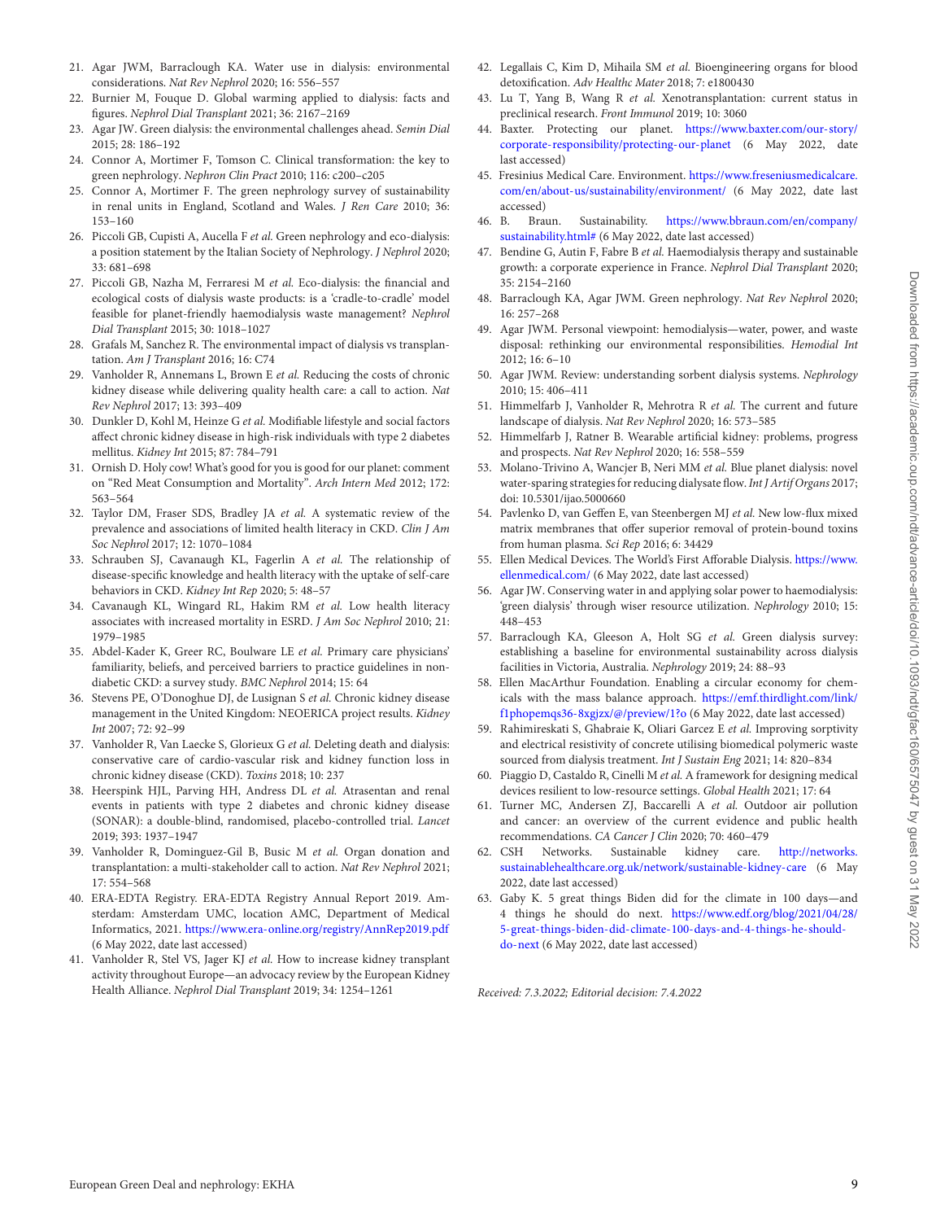21. Agar JWM, Barraclough KA. Water use in dialysis: environmental considerations. *Nat Rev Nephrol* 2020; 16: 556–557
22. Burnier M, Fouque D. Global warming applied to dialysis: facts and figures. *Nephrol Dial Transplant* 2021; 36: 2167–2169
23. Agar JW. Green dialysis: the environmental challenges ahead. *Semin Dial* 2015; 28: 186–192
24. Connor A, Mortimer F, Tomson C. Clinical transformation: the key to green nephrology. *Nephron Clin Pract* 2010; 116: c200–c205
25. Connor A, Mortimer F. The green nephrology survey of sustainability in renal units in England, Scotland and Wales. *J Ren Care* 2010; 36: 153–160
26. Piccoli GB, Cupisti A, Aucella F *et al.* Green nephrology and eco-dialysis: a position statement by the Italian Society of Nephrology. *J Nephrol* 2020; 33: 681–698
27. Piccoli GB, Nazha M, Ferraresi M *et al.* Eco-dialysis: the financial and ecological costs of dialysis waste products: is a 'cradle-to-cradle' model feasible for planet-friendly haemodialysis waste management? *Nephrol Dial Transplant* 2015; 30: 1018–1027
28. Grafals M, Sanchez R. The environmental impact of dialysis vs transplantation. *Am J Transplant* 2016; 16: C74
29. Vanholder R, Annemans L, Brown E *et al.* Reducing the costs of chronic kidney disease while delivering quality health care: a call to action. *Nat Rev Nephrol* 2017; 13: 393–409
30. Dunkler D, Kohl M, Heinze G *et al.* Modifiable lifestyle and social factors affect chronic kidney disease in high-risk individuals with type 2 diabetes mellitus. *Kidney Int* 2015; 87: 784–791
31. Ornish D. Holy cow! What's good for you is good for our planet: comment on "Red Meat Consumption and Mortality". *Arch Intern Med* 2012; 172: 563–564
32. Taylor DM, Fraser SDS, Bradley JA *et al.* A systematic review of the prevalence and associations of limited health literacy in CKD. *Clin J Am Soc Nephrol* 2017; 12: 1070–1084
33. Schrauben SJ, Cavanaugh KL, Fagerlin A *et al.* The relationship of disease-specific knowledge and health literacy with the uptake of self-care behaviors in CKD. *Kidney Int Rep* 2020; 5: 48–57
34. Cavanaugh KL, Wingard RL, Hakim RM *et al.* Low health literacy associates with increased mortality in ESRD. *J Am Soc Nephrol* 2010; 21: 1979–1985
35. Abdel-Kader K, Greer RC, Boulware LE *et al.* Primary care physicians' familiarity, beliefs, and perceived barriers to practice guidelines in non-diabetic CKD: a survey study. *BMC Nephrol* 2014; 15: 64
36. Stevens PE, O'Donoghue DJ, de Lusignan S *et al.* Chronic kidney disease management in the United Kingdom: NEOERICA project results. *Kidney Int* 2007; 72: 92–99
37. Vanholder R, Van Laecke S, Glorieux G *et al.* Deleting death and dialysis: conservative care of cardio-vascular risk and kidney function loss in chronic kidney disease (CKD). *Toxins* 2018; 10: 237
38. Heerspink HJL, Parving HH, Andress DL *et al.* Atrasentan and renal events in patients with type 2 diabetes and chronic kidney disease (SONAR): a double-blind, randomised, placebo-controlled trial. *Lancet* 2019; 393: 1937–1947
39. Vanholder R, Dominguez-Gil B, Busic M *et al.* Organ donation and transplantation: a multi-stakeholder call to action. *Nat Rev Nephrol* 2021; 17: 554–568
40. ERA-EDTA Registry. ERA-EDTA Registry Annual Report 2019. Amsterdam: Amsterdam UMC, location AMC, Department of Medical Informatics, 2021. https://www.era-online.org/registry/AnnRep2019.pdf (6 May 2022, date last accessed)
41. Vanholder R, Stel VS, Jager KJ *et al.* How to increase kidney transplant activity throughout Europe—an advocacy review by the European Kidney Health Alliance. *Nephrol Dial Transplant* 2019; 34: 1254–1261
42. Legallais C, Kim D, Mihaila SM *et al.* Bioengineering organs for blood detoxification. *Adv Healthc Mater* 2018; 7: e1800430
43. Lu T, Yang B, Wang R *et al.* Xenotransplantation: current status in preclinical research. *Front Immunol* 2019; 10: 3060
44. Baxter. Protecting our planet. https://www.baxter.com/our-story/corporate-responsibility/protecting-our-planet (6 May 2022, date last accessed)
45. Fresinius Medical Care. Environment. https://www.freseniusmedicalcare.com/en/about-us/sustainability/environment/ (6 May 2022, date last accessed)
46. B. Braun. Sustainability. https://www.bbraun.com/en/company/sustainability.html# (6 May 2022, date last accessed)
47. Bendine G, Autin F, Fabre B *et al.* Haemodialysis therapy and sustainable growth: a corporate experience in France. *Nephrol Dial Transplant* 2020; 35: 2154–2160
48. Barraclough KA, Agar JWM. Green nephrology. *Nat Rev Nephrol* 2020; 16: 257–268
49. Agar JWM. Personal viewpoint: hemodialysis—water, power, and waste disposal: rethinking our environmental responsibilities. *Hemodial Int* 2012; 16: 6–10
50. Agar JWM. Review: understanding sorbent dialysis systems. *Nephrology* 2010; 15: 406–411
51. Himmelfarb J, Vanholder R, Mehrotra R *et al.* The current and future landscape of dialysis. *Nat Rev Nephrol* 2020; 16: 573–585
52. Himmelfarb J, Ratner B. Wearable artificial kidney: problems, progress and prospects. *Nat Rev Nephrol* 2020; 16: 558–559
53. Molano-Trivino A, Wancjer B, Neri MM *et al.* Blue planet dialysis: novel water-sparing strategies for reducing dialysate flow. *Int J Artif Organs* 2017; doi: 10.5301/ijao.5000660
54. Pavlenko D, van Geffen E, van Steenbergen MJ *et al.* New low-flux mixed matrix membranes that offer superior removal of protein-bound toxins from human plasma. *Sci Rep* 2016; 6: 34429
55. Ellen Medical Devices. The World's First Afforable Dialysis. https://www.ellenmedical.com/ (6 May 2022, date last accessed)
56. Agar JW. Conserving water in and applying solar power to haemodialysis: 'green dialysis' through wiser resource utilization. *Nephrology* 2010; 15: 448–453
57. Barraclough KA, Gleeson A, Holt SG *et al.* Green dialysis survey: establishing a baseline for environmental sustainability across dialysis facilities in Victoria, Australia. *Nephrology* 2019; 24: 88–93
58. Ellen MacArthur Foundation. Enabling a circular economy for chemicals with the mass balance approach. https://emf.thirdlight.com/link/f1phopemqs36-8xgjzx/@/preview/1?o (6 May 2022, date last accessed)
59. Rahimireskati S, Ghabraie K, Oliari Garcez E *et al.* Improving sorptivity and electrical resistivity of concrete utilising biomedical polymeric waste sourced from dialysis treatment. *Int J Sustain Eng* 2021; 14: 820–834
60. Piaggio D, Castaldo R, Cinelli M *et al.* A framework for designing medical devices resilient to low-resource settings. *Global Health* 2021; 17: 64
61. Turner MC, Andersen ZJ, Baccarelli A *et al.* Outdoor air pollution and cancer: an overview of the current evidence and public health recommendations. *CA Cancer J Clin* 2020; 70: 460–479
62. CSH Networks. Sustainable kidney care. http://networks.sustainablehealthcare.org.uk/network/sustainable-kidney-care (6 May 2022, date last accessed)
63. Gaby K. 5 great things Biden did for the climate in 100 days—and 4 things he should do next. https://www.edf.org/blog/2021/04/28/5-great-things-biden-did-climate-100-days-and-4-things-he-should-do-next (6 May 2022, date last accessed)

*Received: 7.3.2022; Editorial decision: 7.4.2022*